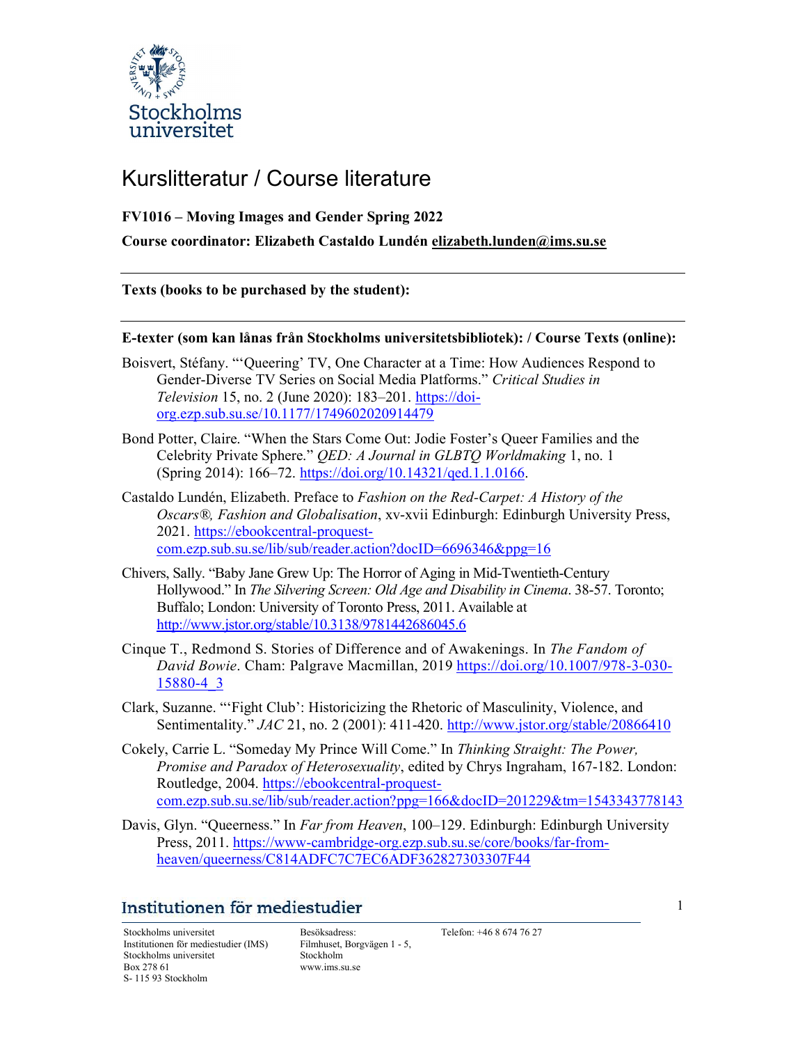# Kurslitteratur / Course literature

**FV1016 – Moving Images and Gender Spring 2022**

**Course coordinator: Elizabeth Castaldo Lundén elizabeth.lunden@ims.su.se**

---

**Texts (books to be purchased by the student):**

---

**E-texter (som kan lånas från Stockholms universitetsbibliotek): / Course Texts (online):**

Boisvert, Stéfany. "'Queering' TV, One Character at a Time: How Audiences Respond to Gender-Diverse TV Series on Social Media Platforms." *Critical Studies in Television* 15, no. 2 (June 2020): 183–201. https://doi-org.ezp.sub.su.se/10.1177/1749602020914479

Bond Potter, Claire. "When the Stars Come Out: Jodie Foster's Queer Families and the Celebrity Private Sphere." *QED: A Journal in GLBTQ Worldmaking* 1, no. 1 (Spring 2014): 166–72. https://doi.org/10.14321/qed.1.1.0166.

Castaldo Lundén, Elizabeth. Preface to *Fashion on the Red-Carpet: A History of the Oscars®, Fashion and Globalisation*, xv-xvii Edinburgh: Edinburgh University Press, 2021. https://ebookcentral-proquest-com.ezp.sub.su.se/lib/sub/reader.action?docID=6696346&ppg=16

Chivers, Sally. "Baby Jane Grew Up: The Horror of Aging in Mid-Twentieth-Century Hollywood." In *The Silvering Screen: Old Age and Disability in Cinema*. 38-57. Toronto; Buffalo; London: University of Toronto Press, 2011. Available at http://www.jstor.org/stable/10.3138/9781442686045.6

Cinque T., Redmond S. Stories of Difference and of Awakenings. In *The Fandom of David Bowie*. Cham: Palgrave Macmillan, 2019 https://doi.org/10.1007/978-3-030-15880-4_3

Clark, Suzanne. "'Fight Club': Historicizing the Rhetoric of Masculinity, Violence, and Sentimentality." *JAC* 21, no. 2 (2001): 411-420. http://www.jstor.org/stable/20866410

Cokely, Carrie L. "Someday My Prince Will Come." In *Thinking Straight: The Power, Promise and Paradox of Heterosexuality*, edited by Chrys Ingraham, 167-182. London: Routledge, 2004. https://ebookcentral-proquest-com.ezp.sub.su.se/lib/sub/reader.action?ppg=166&docID=201229&tm=1543343778143

Davis, Glyn. "Queerness." In *Far from Heaven*, 100–129. Edinburgh: Edinburgh University Press, 2011. https://www-cambridge-org.ezp.sub.su.se/core/books/far-from-heaven/queerness/C814ADFC7C7EC6ADF362827303307F44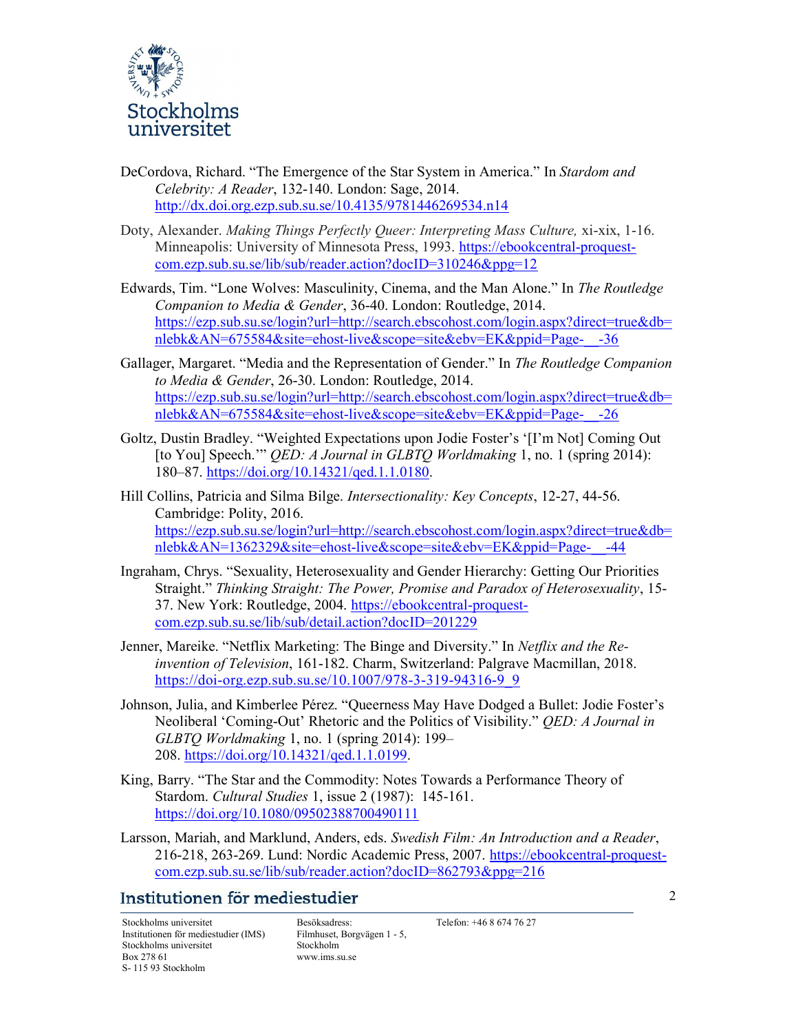DeCordova, Richard. "The Emergence of the Star System in America." In *Stardom and Celebrity: A Reader*, 132-140. London: Sage, 2014. http://dx.doi.org.ezp.sub.su.se/10.4135/9781446269534.n14

Doty, Alexander. *Making Things Perfectly Queer: Interpreting Mass Culture,* xi-xix, 1-16. Minneapolis: University of Minnesota Press, 1993. https://ebookcentral-proquest-com.ezp.sub.su.se/lib/sub/reader.action?docID=310246&ppg=12

Edwards, Tim. "Lone Wolves: Masculinity, Cinema, and the Man Alone." In *The Routledge Companion to Media & Gender*, 36-40. London: Routledge, 2014. https://ezp.sub.su.se/login?url=http://search.ebscohost.com/login.aspx?direct=true&db=nlebk&AN=675584&site=ehost-live&scope=site&ebv=EK&ppid=Page-__-36

Gallager, Margaret. "Media and the Representation of Gender." In *The Routledge Companion to Media & Gender*, 26-30. London: Routledge, 2014. https://ezp.sub.su.se/login?url=http://search.ebscohost.com/login.aspx?direct=true&db=nlebk&AN=675584&site=ehost-live&scope=site&ebv=EK&ppid=Page-__-26

Goltz, Dustin Bradley. "Weighted Expectations upon Jodie Foster's '[I'm Not] Coming Out [to You] Speech.'" *QED: A Journal in GLBTQ Worldmaking* 1, no. 1 (spring 2014): 180–87. https://doi.org/10.14321/qed.1.1.0180.

Hill Collins, Patricia and Silma Bilge. *Intersectionality: Key Concepts*, 12-27, 44-56. Cambridge: Polity, 2016. https://ezp.sub.su.se/login?url=http://search.ebscohost.com/login.aspx?direct=true&db=nlebk&AN=1362329&site=ehost-live&scope=site&ebv=EK&ppid=Page-__-44

Ingraham, Chrys. "Sexuality, Heterosexuality and Gender Hierarchy: Getting Our Priorities Straight." *Thinking Straight: The Power, Promise and Paradox of Heterosexuality*, 15-37. New York: Routledge, 2004. https://ebookcentral-proquest-com.ezp.sub.su.se/lib/sub/detail.action?docID=201229

Jenner, Mareike. "Netflix Marketing: The Binge and Diversity." In *Netflix and the Re-invention of Television*, 161-182. Charm, Switzerland: Palgrave Macmillan, 2018. https://doi-org.ezp.sub.su.se/10.1007/978-3-319-94316-9_9

Johnson, Julia, and Kimberlee Pérez. "Queerness May Have Dodged a Bullet: Jodie Foster's Neoliberal 'Coming-Out' Rhetoric and the Politics of Visibility." *QED: A Journal in GLBTQ Worldmaking* 1, no. 1 (spring 2014): 199–208. https://doi.org/10.14321/qed.1.1.0199.

King, Barry. "The Star and the Commodity: Notes Towards a Performance Theory of Stardom. *Cultural Studies* 1, issue 2 (1987): 145-161. https://doi.org/10.1080/09502388700490111

Larsson, Mariah, and Marklund, Anders, eds. *Swedish Film: An Introduction and a Reader*, 216-218, 263-269. Lund: Nordic Academic Press, 2007. https://ebookcentral-proquest-com.ezp.sub.su.se/lib/sub/reader.action?docID=862793&ppg=216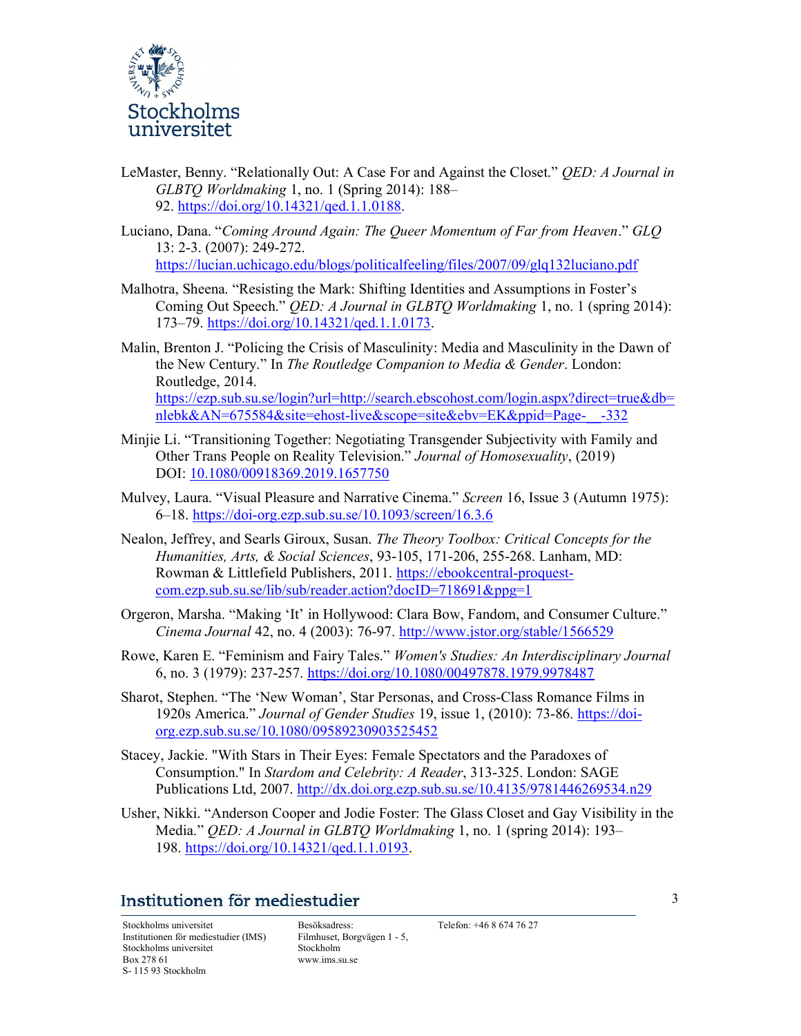LeMaster, Benny. “Relationally Out: A Case For and Against the Closet.” *QED: A Journal in GLBTQ Worldmaking* 1, no. 1 (Spring 2014): 188–92. https://doi.org/10.14321/qed.1.1.0188.

Luciano, Dana. “*Coming Around Again: The Queer Momentum of Far from Heaven*.” *GLQ* 13: 2-3. (2007): 249-272. https://lucian.uchicago.edu/blogs/politicalfeeling/files/2007/09/glq132luciano.pdf

Malhotra, Sheena. “Resisting the Mark: Shifting Identities and Assumptions in Foster’s Coming Out Speech.” *QED: A Journal in GLBTQ Worldmaking* 1, no. 1 (spring 2014): 173–79. https://doi.org/10.14321/qed.1.1.0173.

Malin, Brenton J. “Policing the Crisis of Masculinity: Media and Masculinity in the Dawn of the New Century.” In *The Routledge Companion to Media & Gender*. London: Routledge, 2014. https://ezp.sub.su.se/login?url=http://search.ebscohost.com/login.aspx?direct=true&db=nlebk&AN=675584&site=ehost-live&scope=site&ebv=EK&ppid=Page-__-332

Minjie Li. “Transitioning Together: Negotiating Transgender Subjectivity with Family and Other Trans People on Reality Television.” *Journal of Homosexuality*, (2019) DOI: 10.1080/00918369.2019.1657750

Mulvey, Laura. “Visual Pleasure and Narrative Cinema.” *Screen* 16, Issue 3 (Autumn 1975): 6–18. https://doi-org.ezp.sub.su.se/10.1093/screen/16.3.6

Nealon, Jeffrey, and Searls Giroux, Susan. *The Theory Toolbox: Critical Concepts for the Humanities, Arts, & Social Sciences*, 93-105, 171-206, 255-268. Lanham, MD: Rowman & Littlefield Publishers, 2011. https://ebookcentral-proquest-com.ezp.sub.su.se/lib/sub/reader.action?docID=718691&ppg=1

Orgeron, Marsha. “Making ‘It’ in Hollywood: Clara Bow, Fandom, and Consumer Culture.” *Cinema Journal* 42, no. 4 (2003): 76-97. http://www.jstor.org/stable/1566529

Rowe, Karen E. “Feminism and Fairy Tales.” *Women's Studies: An Interdisciplinary Journal* 6, no. 3 (1979): 237-257. https://doi.org/10.1080/00497878.1979.9978487

Sharot, Stephen. “The ‘New Woman’, Star Personas, and Cross-Class Romance Films in 1920s America.” *Journal of Gender Studies* 19, issue 1, (2010): 73-86. https://doi-org.ezp.sub.su.se/10.1080/09589230903525452

Stacey, Jackie. "With Stars in Their Eyes: Female Spectators and the Paradoxes of Consumption." In *Stardom and Celebrity: A Reader*, 313-325. London: SAGE Publications Ltd, 2007. http://dx.doi.org.ezp.sub.su.se/10.4135/9781446269534.n29

Usher, Nikki. “Anderson Cooper and Jodie Foster: The Glass Closet and Gay Visibility in the Media.” *QED: A Journal in GLBTQ Worldmaking* 1, no. 1 (spring 2014): 193–198. https://doi.org/10.14321/qed.1.1.0193.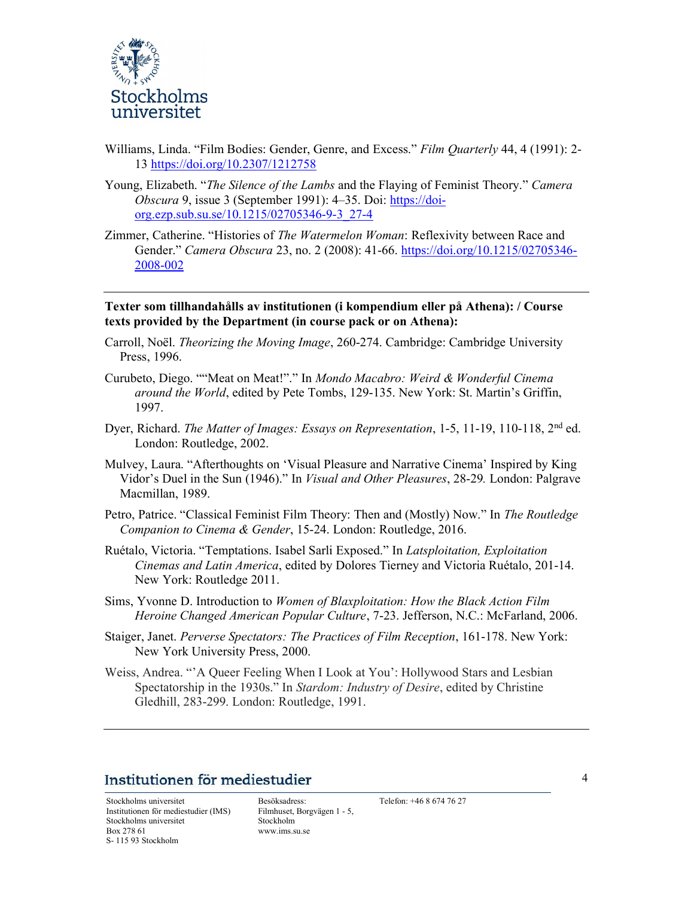Williams, Linda. "Film Bodies: Gender, Genre, and Excess." *Film Quarterly* 44, 4 (1991): 2-13 https://doi.org/10.2307/1212758

Young, Elizabeth. "*The Silence of the Lambs* and the Flaying of Feminist Theory." *Camera Obscura* 9, issue 3 (September 1991): 4–35. Doi: https://doi-org.ezp.sub.su.se/10.1215/02705346-9-3_27-4

Zimmer, Catherine. "Histories of *The Watermelon Woman*: Reflexivity between Race and Gender." *Camera Obscura* 23, no. 2 (2008): 41-66. https://doi.org/10.1215/02705346-2008-002

---

**Texter som tillhandahålls av institutionen (i kompendium eller på Athena): / Course texts provided by the Department (in course pack or on Athena):**

Carroll, Noël. *Theorizing the Moving Image*, 260-274. Cambridge: Cambridge University Press, 1996.

Curubeto, Diego. ""Meat on Meat!"." In *Mondo Macabro: Weird & Wonderful Cinema around the World*, edited by Pete Tombs, 129-135. New York: St. Martin's Griffin, 1997.

Dyer, Richard. *The Matter of Images: Essays on Representation*, 1-5, 11-19, 110-118, 2nd ed. London: Routledge, 2002.

Mulvey, Laura. "Afterthoughts on 'Visual Pleasure and Narrative Cinema' Inspired by King Vidor's Duel in the Sun (1946)." In *Visual and Other Pleasures*, 28-29. London: Palgrave Macmillan, 1989.

Petro, Patrice. "Classical Feminist Film Theory: Then and (Mostly) Now." In *The Routledge Companion to Cinema & Gender*, 15-24. London: Routledge, 2016.

Ruétalo, Victoria. "Temptations. Isabel Sarli Exposed." In *Latsploitation, Exploitation Cinemas and Latin America*, edited by Dolores Tierney and Victoria Ruétalo, 201-14. New York: Routledge 2011.

Sims, Yvonne D. Introduction to *Women of Blaxploitation: How the Black Action Film Heroine Changed American Popular Culture*, 7-23. Jefferson, N.C.: McFarland, 2006.

Staiger, Janet. *Perverse Spectators: The Practices of Film Reception*, 161-178. New York: New York University Press, 2000.

Weiss, Andrea. "'A Queer Feeling When I Look at You': Hollywood Stars and Lesbian Spectatorship in the 1930s." In *Stardom: Industry of Desire*, edited by Christine Gledhill, 283-299. London: Routledge, 1991.

---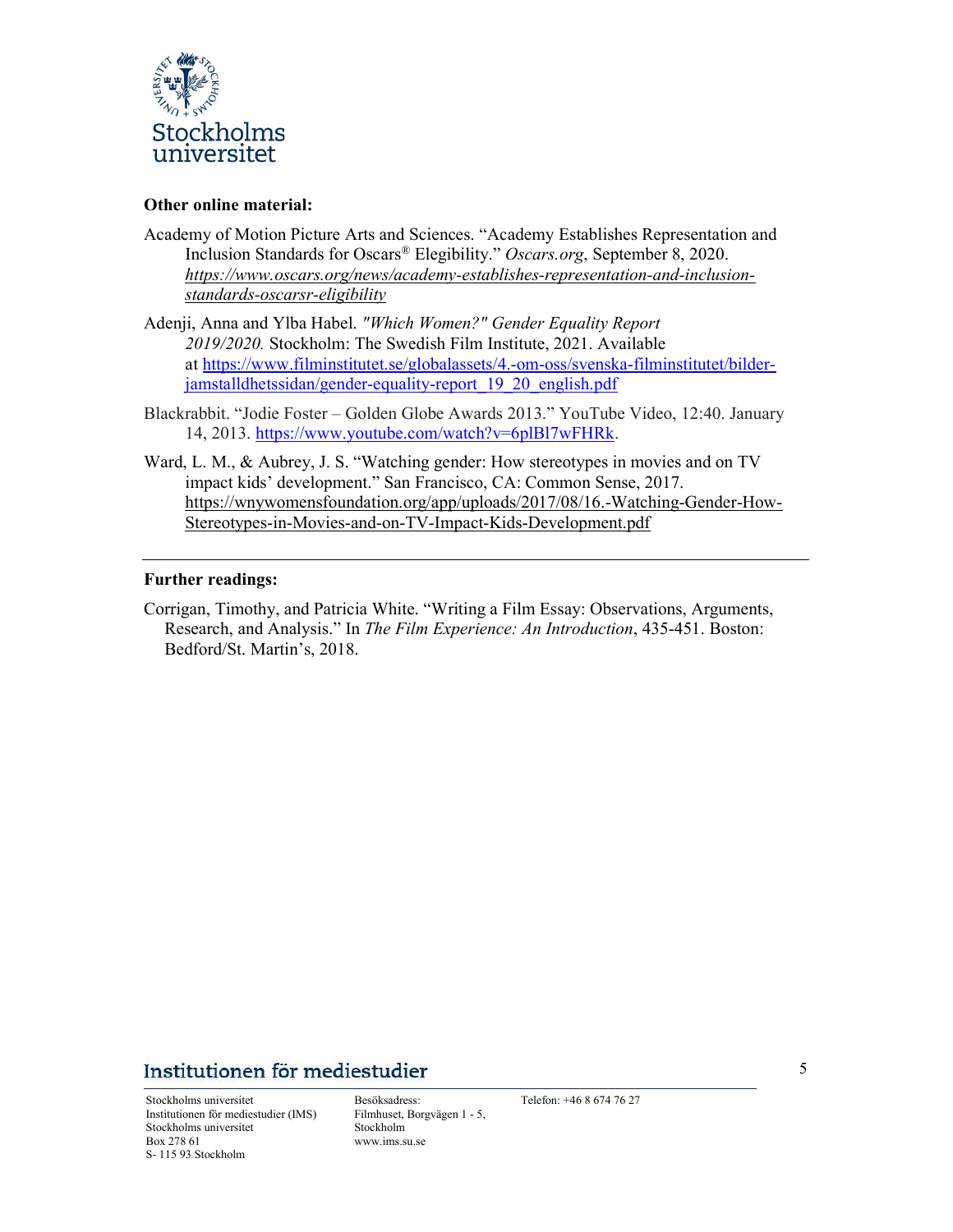**Other online material:**

Academy of Motion Picture Arts and Sciences. "Academy Establishes Representation and Inclusion Standards for Oscars® Elegibility." *Oscars.org*, September 8, 2020. *https://www.oscars.org/news/academy-establishes-representation-and-inclusion-standards-oscarsr-eligibility*

Adenji, Anna and Ylba Habel. *"Which Women?" Gender Equality Report 2019/2020.* Stockholm: The Swedish Film Institute, 2021. Available at https://www.filminstitutet.se/globalassets/4.-om-oss/svenska-filminstitutet/bilder-jamstalldhetssidan/gender-equality-report_19_20_english.pdf

Blackrabbit. "Jodie Foster – Golden Globe Awards 2013." YouTube Video, 12:40. January 14, 2013. https://www.youtube.com/watch?v=6plBl7wFHRk.

Ward, L. M., & Aubrey, J. S. "Watching gender: How stereotypes in movies and on TV impact kids' development." San Francisco, CA: Common Sense, 2017. https://wnywomensfoundation.org/app/uploads/2017/08/16.-Watching-Gender-How-Stereotypes-in-Movies-and-on-TV-Impact-Kids-Development.pdf

---

**Further readings:**

Corrigan, Timothy, and Patricia White. "Writing a Film Essay: Observations, Arguments, Research, and Analysis." In *The Film Experience: An Introduction*, 435-451. Boston: Bedford/St. Martin's, 2018.